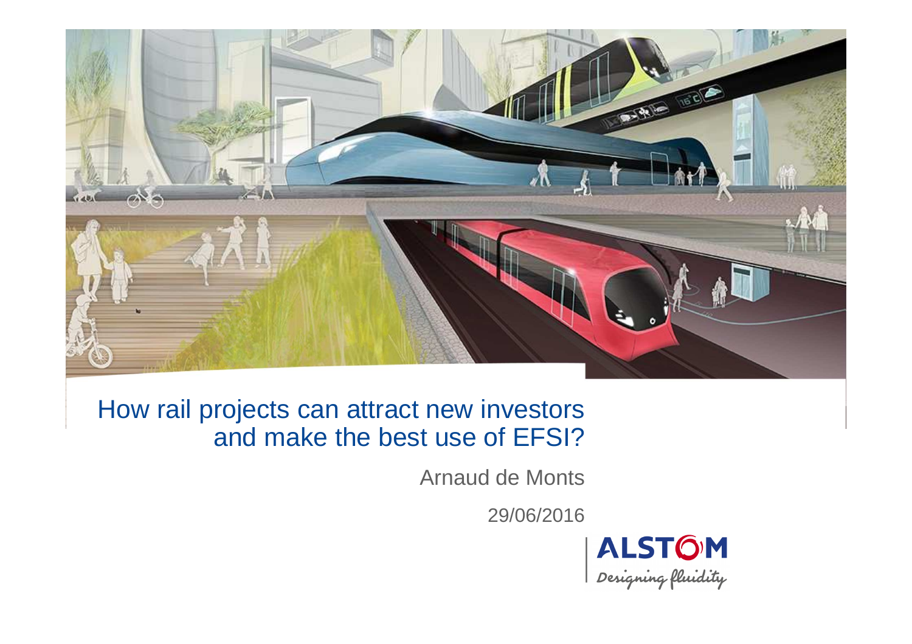# How rail projects can attract new investors and make the best use of EFSI?

Arnaud de Monts

29/06/2016

ALSTOM

*Designing fluidity*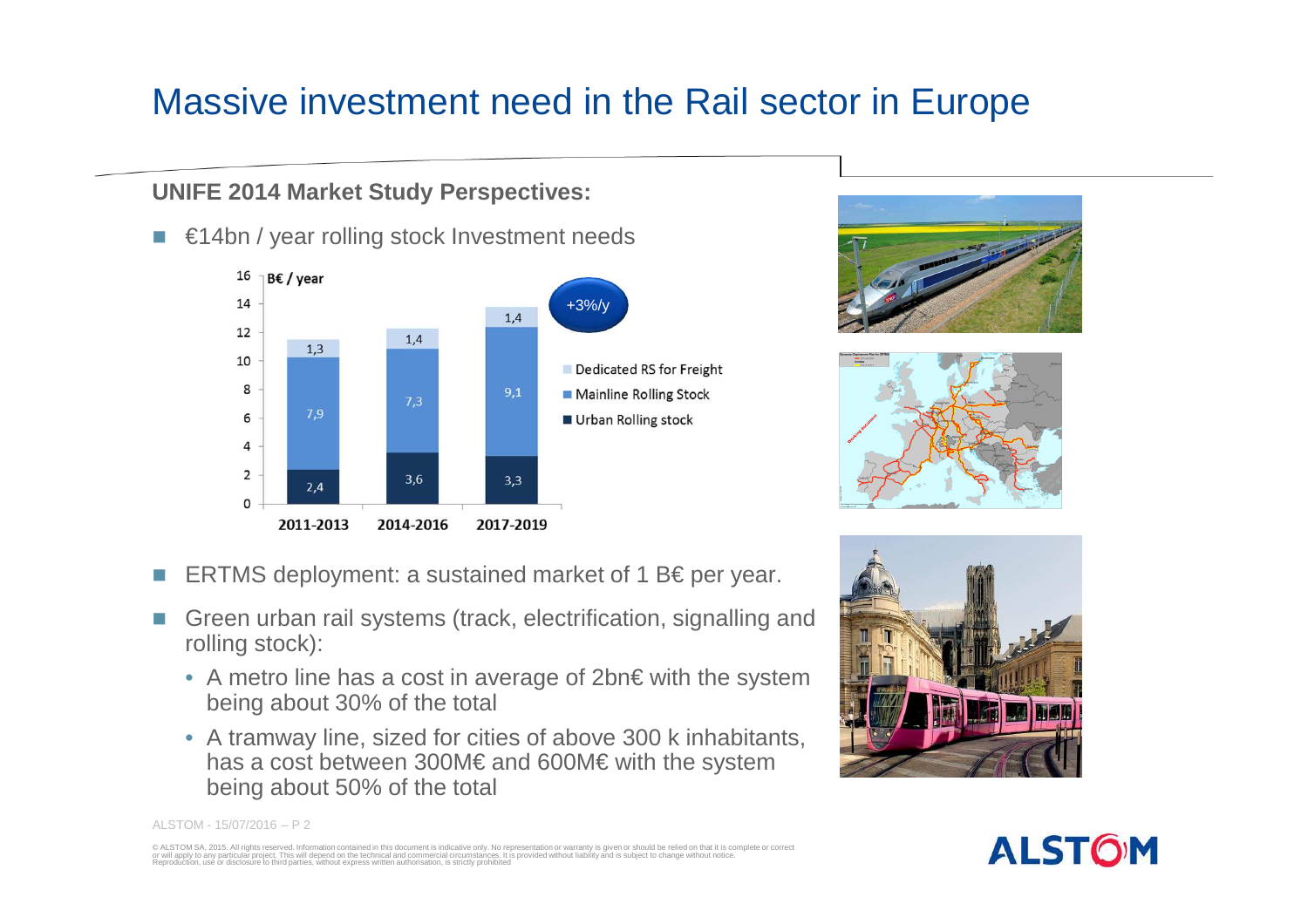# Massive investment need in the Rail sector in Europe

**UNIFE 2014 Market Study Perspectives:**

- €14bn / year rolling stock Investment needs

| B€ / year | 2011-2013 | 2014-2016 | 2017-2019 |
|---|---|---|---|
| Dedicated RS for Freight | 1,3 | 1,4 | 1,4 |
| Mainline Rolling Stock | 7,9 | 7,3 | 9,1 |
| Urban Rolling stock | 2,4 | 3,6 | 3,3 |

+3%/y

- ERTMS deployment: a sustained market of 1 B€ per year.
- Green urban rail systems (track, electrification, signalling and rolling stock):
  - A metro line has a cost in average of 2bn€ with the system being about 30% of the total
  - A tramway line, sized for cities of above 300 k inhabitants, has a cost between 300M€ and 600M€ with the system being about 50% of the total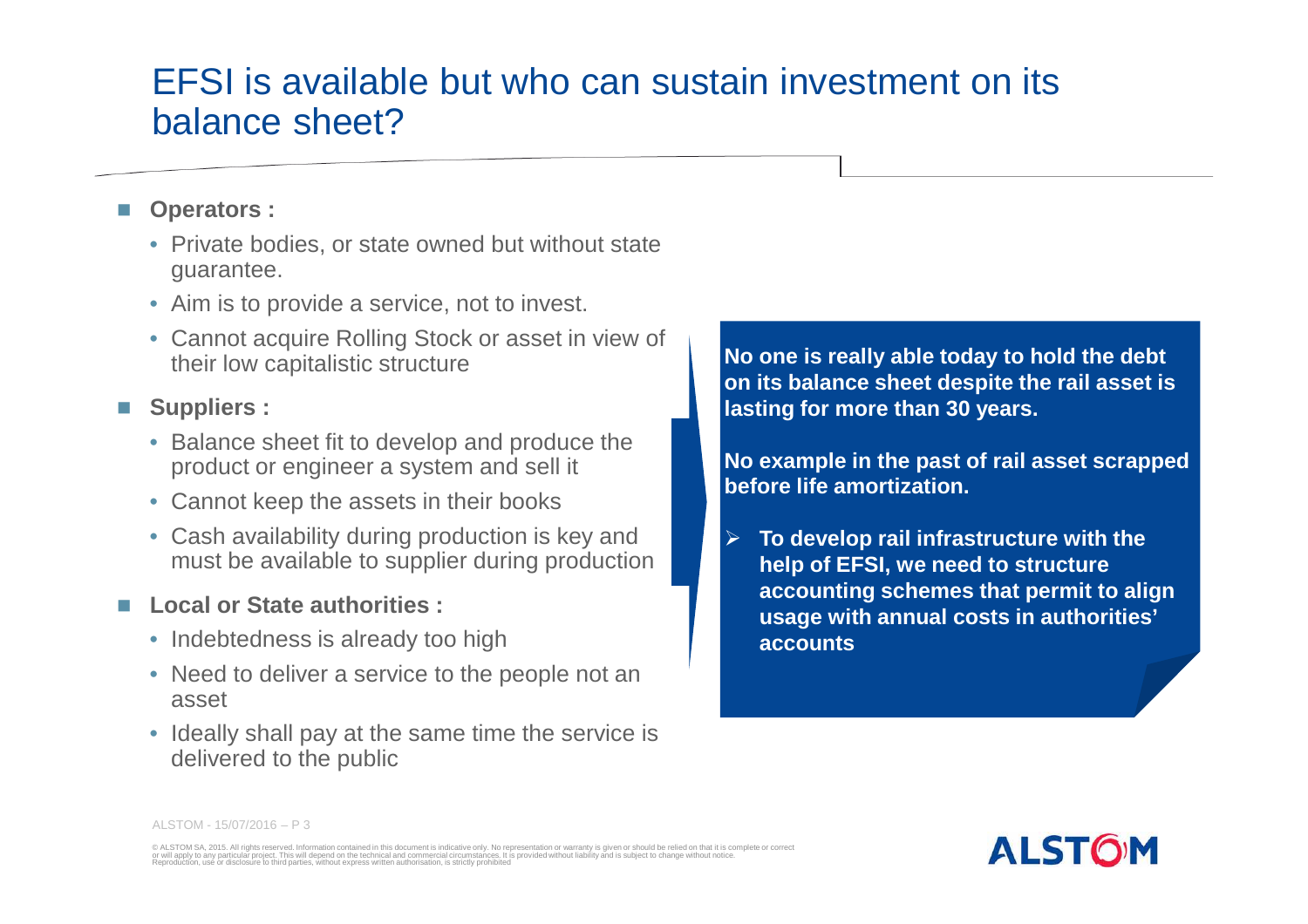# EFSI is available but who can sustain investment on its balance sheet?

- **Operators :**
  - Private bodies, or state owned but without state guarantee.
  - Aim is to provide a service, not to invest.
  - Cannot acquire Rolling Stock or asset in view of their low capitalistic structure
- **Suppliers :**
  - Balance sheet fit to develop and produce the product or engineer a system and sell it
  - Cannot keep the assets in their books
  - Cash availability during production is key and must be available to supplier during production
- **Local or State authorities :**
  - Indebtedness is already too high
  - Need to deliver a service to the people not an asset
  - Ideally shall pay at the same time the service is delivered to the public

**No one is really able today to hold the debt on its balance sheet despite the rail asset is lasting for more than 30 years.**

**No example in the past of rail asset scrapped before life amortization.**

- **To develop rail infrastructure with the help of EFSI, we need to structure accounting schemes that permit to align usage with annual costs in authorities' accounts**

© ALSTOM SA, 2015. All rights reserved. Information contained in this document is indicative only. No representation or warranty is given or should be relied on that it is complete or correct or will apply to any particular project. This will depend on the technical and commercial circumstances. It is provided without liability and is subject to change without notice. Reproduction, use or disclosure to third parties, without express written authorisation, is strictly prohibited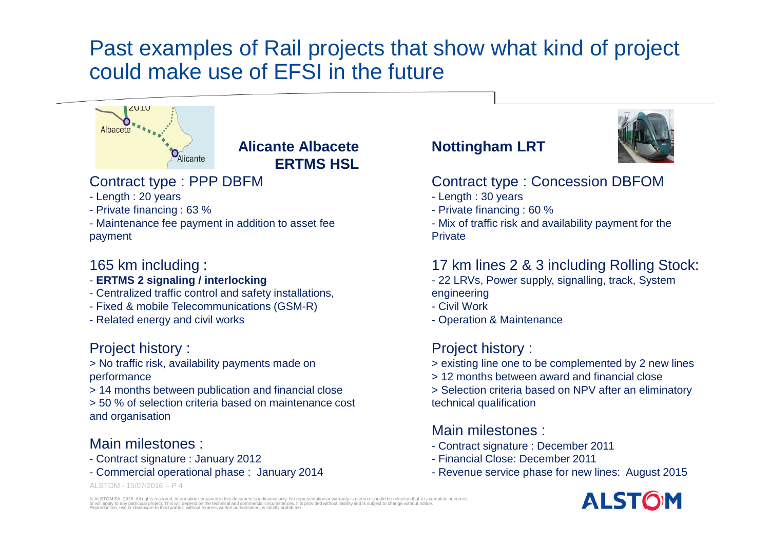# Past examples of Rail projects that show what kind of project could make use of EFSI in the future

## Alicante Albacete ERTMS HSL

### Contract type : PPP DBFM

- Length : 20 years
- Private financing : 63 %
- Maintenance fee payment in addition to asset fee payment

### 165 km including :

- **ERTMS 2 signaling / interlocking**
- Centralized traffic control and safety installations,
- Fixed & mobile Telecommunications (GSM-R)
- Related energy and civil works

### Project history :

> No traffic risk, availability payments made on performance

> 14 months between publication and financial close

> 50 % of selection criteria based on maintenance cost and organisation

### Main milestones :

- Contract signature : January 2012
- Commercial operational phase : January 2014

## Nottingham LRT

### Contract type : Concession DBFOM

- Length : 30 years
- Private financing : 60 %
- Mix of traffic risk and availability payment for the Private

### 17 km lines 2 & 3 including Rolling Stock:

- 22 LRVs, Power supply, signalling, track, System engineering
- Civil Work
- Operation & Maintenance

### Project history :

> existing line one to be complemented by 2 new lines

> 12 months between award and financial close

> Selection criteria based on NPV after an eliminatory technical qualification

### Main milestones :

- Contract signature : December 2011
- Financial Close: December 2011
- Revenue service phase for new lines: August 2015

© ALSTOM SA, 2015. All rights reserved. Information contained in this document is indicative only. No representation or warranty is given or should be relied on that it is complete or correct or will apply to any particular project. This will depend on the technical and commercial circumstances. It is provided without liability and is subject to change without notice. Reproduction, use or disclosure to third parties, without express written authorisation, is strictly prohibited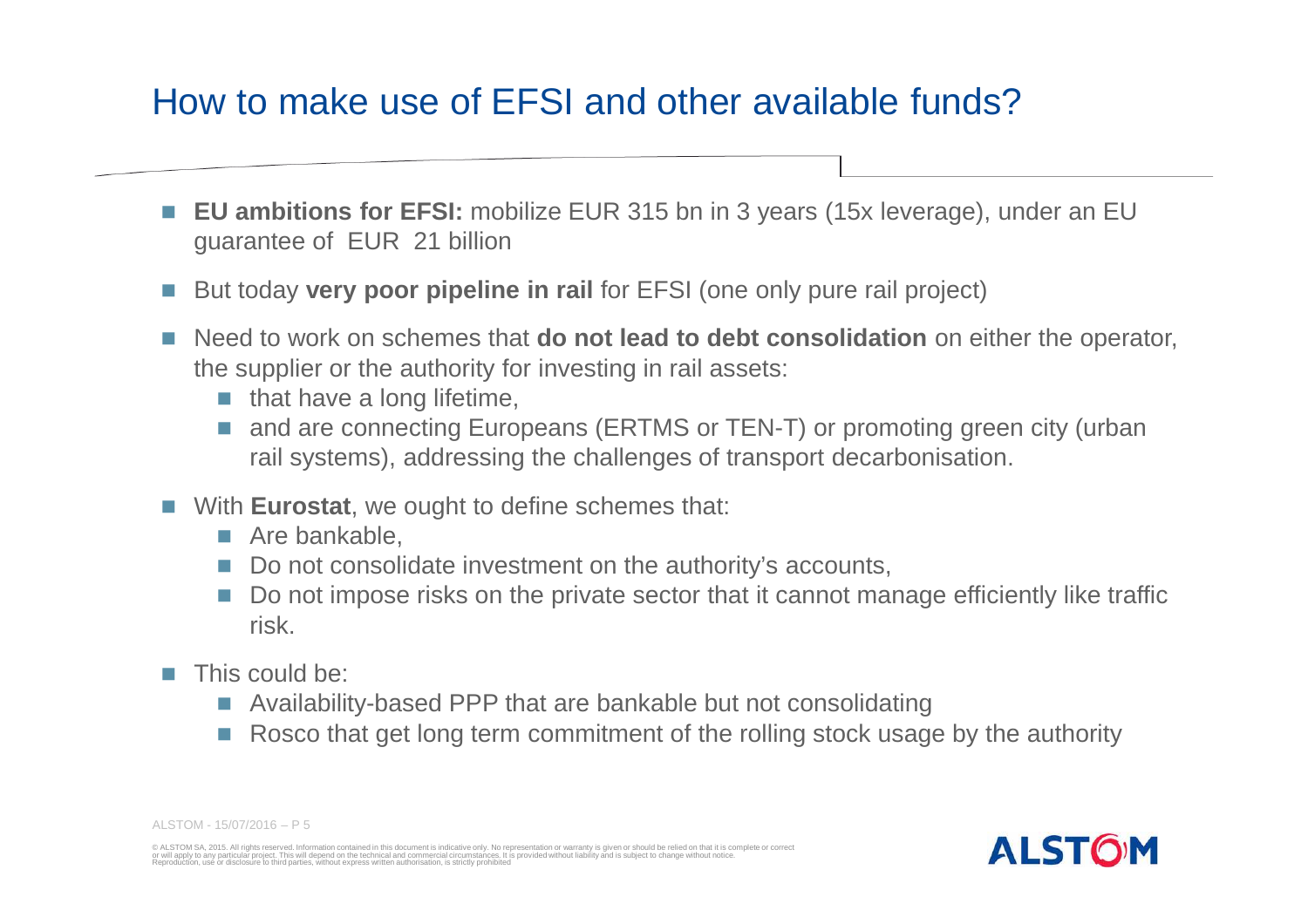# How to make use of EFSI and other available funds?

- **EU ambitions for EFSI:** mobilize EUR 315 bn in 3 years (15x leverage), under an EU guarantee of EUR 21 billion
- But today **very poor pipeline in rail** for EFSI (one only pure rail project)
- Need to work on schemes that **do not lead to debt consolidation** on either the operator, the supplier or the authority for investing in rail assets:
  - that have a long lifetime,
  - and are connecting Europeans (ERTMS or TEN-T) or promoting green city (urban rail systems), addressing the challenges of transport decarbonisation.
- With **Eurostat**, we ought to define schemes that:
  - Are bankable,
  - Do not consolidate investment on the authority's accounts,
  - Do not impose risks on the private sector that it cannot manage efficiently like traffic risk.
- This could be:
  - Availability-based PPP that are bankable but not consolidating
  - Rosco that get long term commitment of the rolling stock usage by the authority

© ALSTOM SA, 2015. All rights reserved. Information contained in this document is indicative only. No representation or warranty is given or should be relied on that it is complete or correct or will apply to any particular project. This will depend on the technical and commercial circumstances. It is provided without liability and is subject to change without notice. Reproduction, use or disclosure to third parties, without express written authorisation, is strictly prohibited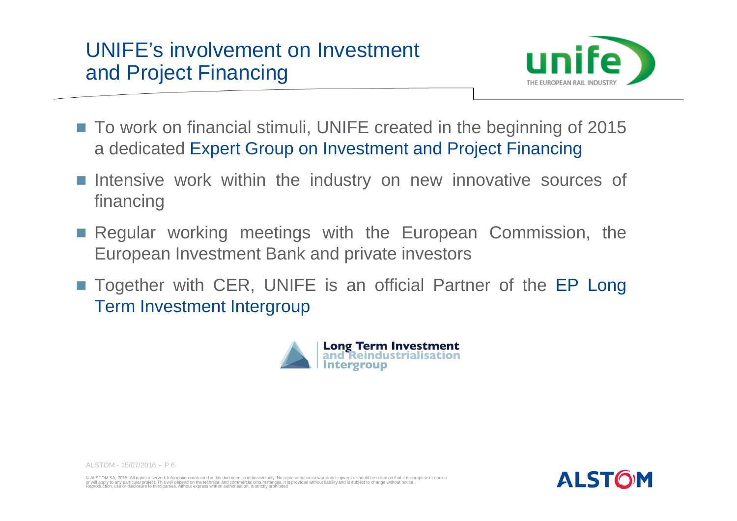# UNIFE's involvement on Investment and Project Financing

- To work on financial stimuli, UNIFE created in the beginning of 2015 a dedicated Expert Group on Investment and Project Financing
- Intensive work within the industry on new innovative sources of financing
- Regular working meetings with the European Commission, the European Investment Bank and private investors
- Together with CER, UNIFE is an official Partner of the EP Long Term Investment Intergroup

Long Term Investment and Reindustrialisation Intergroup

© ALSTOM SA, 2015. All rights reserved. Information contained in this document is indicative only. No representation or warranty is given or should be relied on that it is complete or correct or will apply to any particular project. This will depend on the technical and commercial circumstances. It is provided without liability and is subject to change without notice. Reproduction, use or disclosure to third parties, without express written authorisation, is strictly prohibited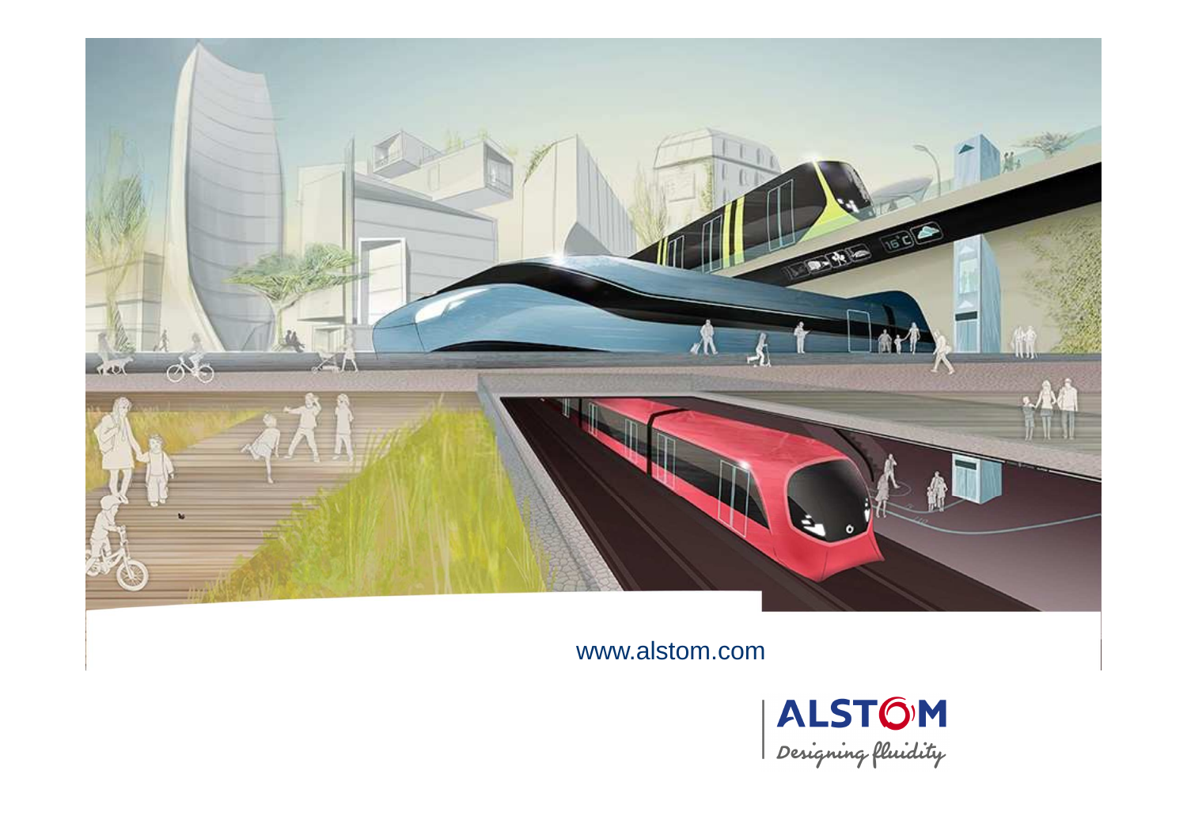www.alstom.com

ALSTOM

Designing fluidity